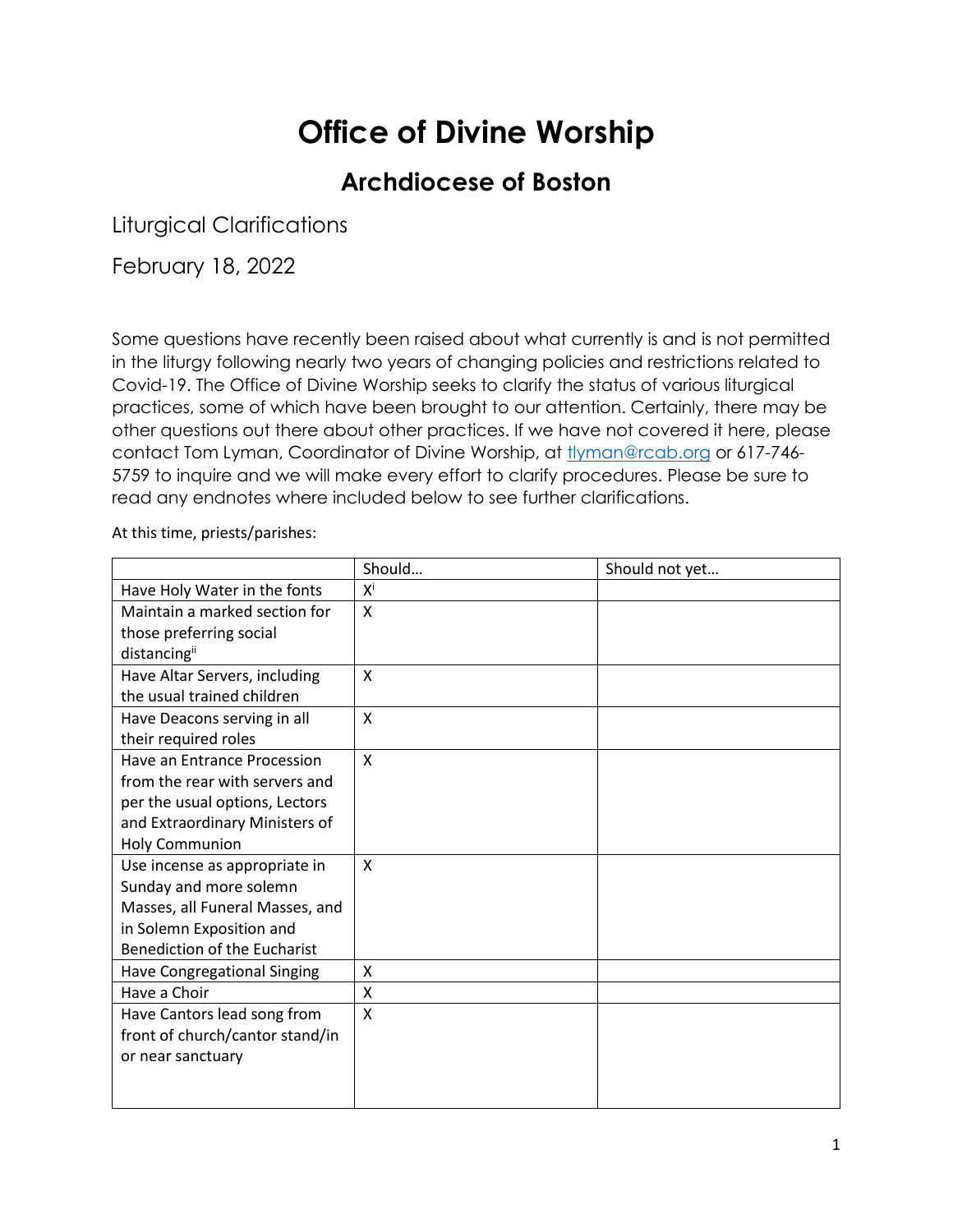# Office of Divine Worship

## Archdiocese of Boston

Liturgical Clarifications

February 18, 2022

Some questions have recently been raised about what currently is and is not permitted in the liturgy following nearly two years of changing policies and restrictions related to Covid-19. The Office of Divine Worship seeks to clarify the status of various liturgical practices, some of which have been brought to our attention. Certainly, there may be other questions out there about other practices. If we have not covered it here, please contact Tom Lyman, Coordinator of Divine Worship, at [tlyman@rcab.org](mailto:tlyman@rcab.org) or 617-746-5759 to inquire and we will make every effort to clarify procedures. Please be sure to read any endnotes where included below to see further clarifications.

At this time, priests/parishes:

| | Should… | Should not yet… |
|---|---|---|
| Have Holy Water in the fonts | X[i] | |
| Maintain a marked section for those preferring social distancing[ii] | X | |
| Have Altar Servers, including the usual trained children | X | |
| Have Deacons serving in all their required roles | X | |
| Have an Entrance Procession from the rear with servers and per the usual options, Lectors and Extraordinary Ministers of Holy Communion | X | |
| Use incense as appropriate in Sunday and more solemn Masses, all Funeral Masses, and in Solemn Exposition and Benediction of the Eucharist | X | |
| Have Congregational Singing | X | |
| Have a Choir | X | |
| Have Cantors lead song from front of church/cantor stand/in or near sanctuary | X | |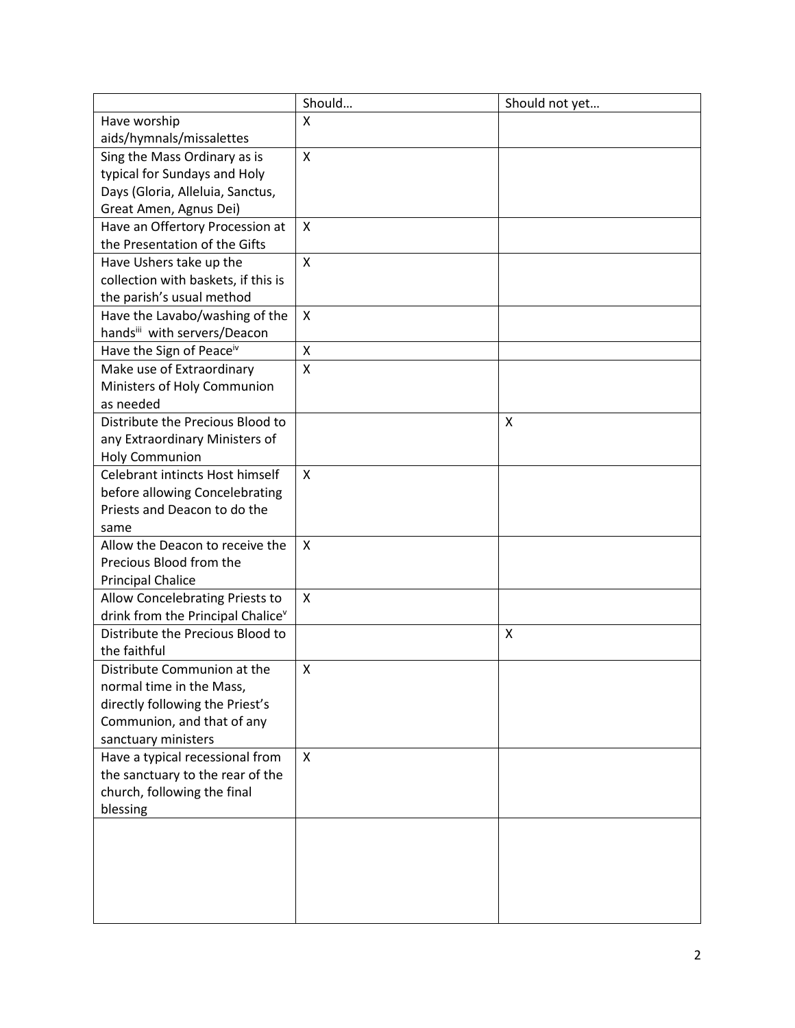| | Should… | Should not yet… |
|---|---|---|
| Have worship aids/hymnals/missalettes | X | |
| Sing the Mass Ordinary as is typical for Sundays and Holy Days (Gloria, Alleluia, Sanctus, Great Amen, Agnus Dei) | X | |
| Have an Offertory Procession at the Presentation of the Gifts | X | |
| Have Ushers take up the collection with baskets, if this is the parish's usual method | X | |
| Have the Lavabo/washing of the hands[iii] with servers/Deacon | X | |
| Have the Sign of Peace[iv] | X | |
| Make use of Extraordinary Ministers of Holy Communion as needed | X | |
| Distribute the Precious Blood to any Extraordinary Ministers of Holy Communion | | X |
| Celebrant intincts Host himself before allowing Concelebrating Priests and Deacon to do the same | X | |
| Allow the Deacon to receive the Precious Blood from the Principal Chalice | X | |
| Allow Concelebrating Priests to drink from the Principal Chalice[v] | X | |
| Distribute the Precious Blood to the faithful | | X |
| Distribute Communion at the normal time in the Mass, directly following the Priest's Communion, and that of any sanctuary ministers | X | |
| Have a typical recessional from the sanctuary to the rear of the church, following the final blessing | X | |
| | | |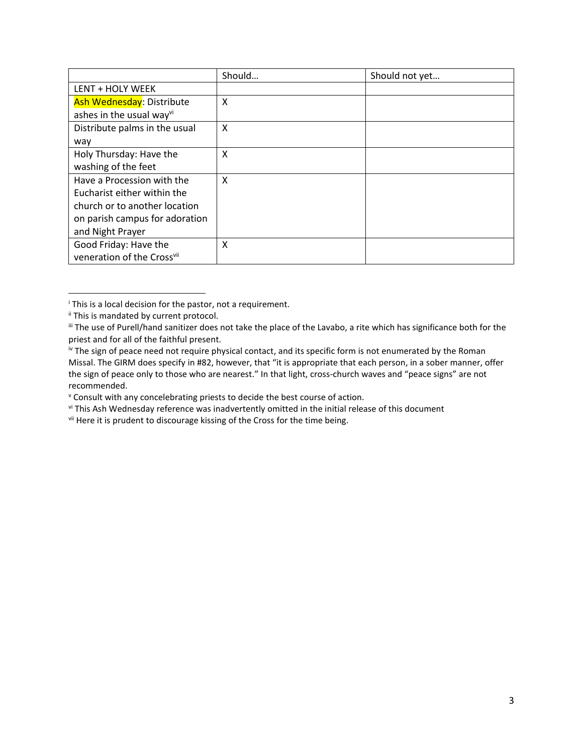| | Should… | Should not yet… |
|---|---|---|
| LENT + HOLY WEEK | | |
| Ash Wednesday: Distribute ashes in the usual way[vi] | X | |
| Distribute palms in the usual way | X | |
| Holy Thursday: Have the washing of the feet | X | |
| Have a Procession with the Eucharist either within the church or to another location on parish campus for adoration and Night Prayer | X | |
| Good Friday: Have the veneration of the Cross[vii] | X | |

---

[i] This is a local decision for the pastor, not a requirement.

[ii] This is mandated by current protocol.

[iii] The use of Purell/hand sanitizer does not take the place of the Lavabo, a rite which has significance both for the priest and for all of the faithful present.

[iv] The sign of peace need not require physical contact, and its specific form is not enumerated by the Roman Missal. The GIRM does specify in #82, however, that "it is appropriate that each person, in a sober manner, offer the sign of peace only to those who are nearest." In that light, cross-church waves and "peace signs" are not recommended.

[v] Consult with any concelebrating priests to decide the best course of action.

[vi] This Ash Wednesday reference was inadvertently omitted in the initial release of this document

[vii] Here it is prudent to discourage kissing of the Cross for the time being.